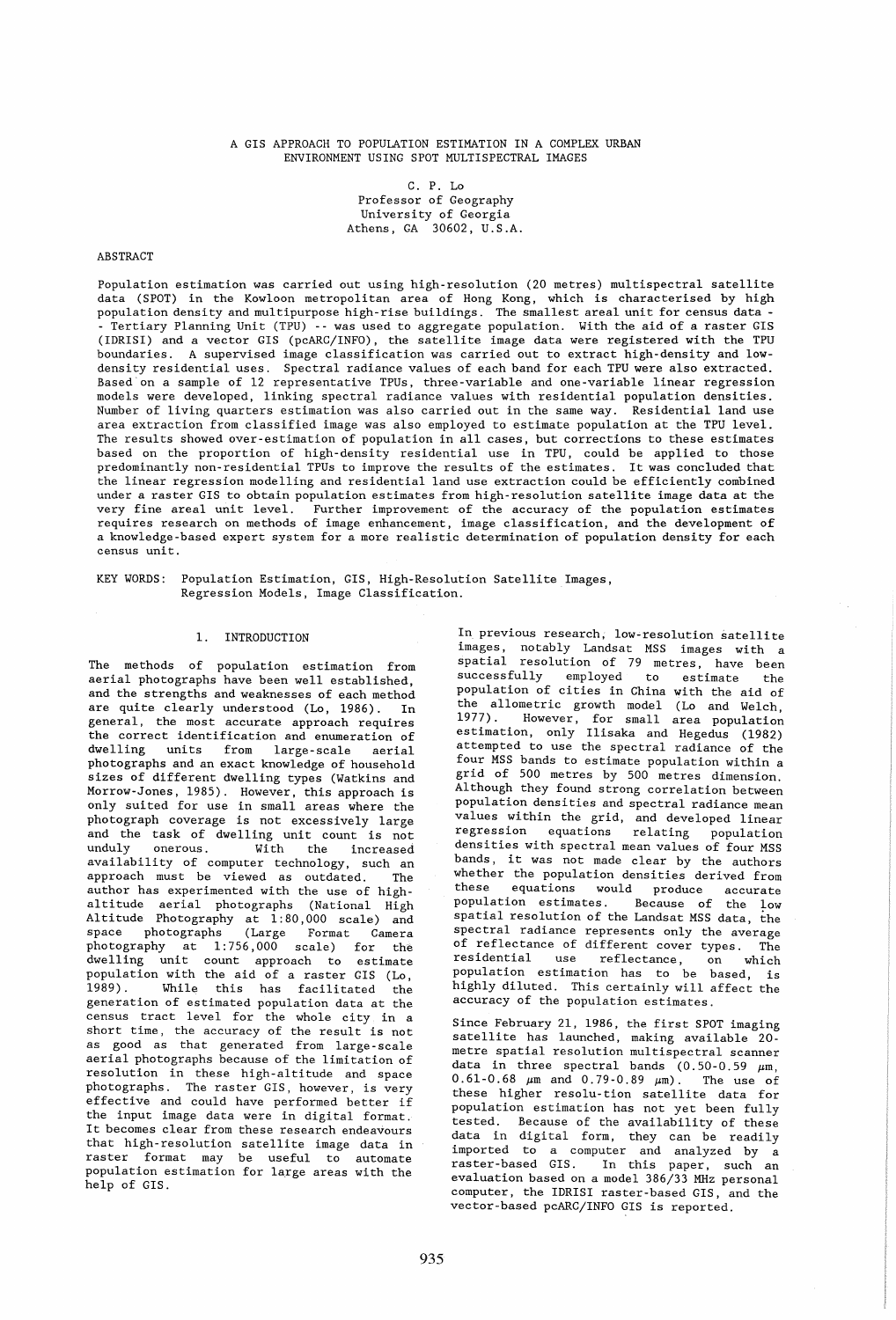# A GIS APPROACH TO POPULATION ESTIMATION IN A COMPLEX URBAN ENVIRONMENT USING SPOT MULTISPECTRAL IMAGES

C. P. Lo
Professor of Geography
University of Georgia
Athens, GA 30602, U.S.A.

## ABSTRACT

Population estimation was carried out using high-resolution (20 metres) multispectral satellite data (SPOT) in the Kowloon metropolitan area of Hong Kong, which is characterised by high population density and multipurpose high-rise buildings. The smallest areal unit for census data -- Tertiary Planning Unit (TPU) -- was used to aggregate population. With the aid of a raster GIS (IDRISI) and a vector GIS (pcARC/INFO), the satellite image data were registered with the TPU boundaries. A supervised image classification was carried out to extract high-density and low-density residential uses. Spectral radiance values of each band for each TPU were also extracted. Based on a sample of 12 representative TPUs, three-variable and one-variable linear regression models were developed, linking spectral radiance values with residential population densities. Number of living quarters estimation was also carried out in the same way. Residential land use area extraction from classified image was also employed to estimate population at the TPU level. The results showed over-estimation of population in all cases, but corrections to these estimates based on the proportion of high-density residential use in TPU, could be applied to those predominantly non-residential TPUs to improve the results of the estimates. It was concluded that the linear regression modelling and residential land use extraction could be efficiently combined under a raster GIS to obtain population estimates from high-resolution satellite image data at the very fine areal unit level. Further improvement of the accuracy of the population estimates requires research on methods of image enhancement, image classification, and the development of a knowledge-based expert system for a more realistic determination of population density for each census unit.

KEY WORDS: Population Estimation, GIS, High-Resolution Satellite Images, Regression Models, Image Classification.

## 1. INTRODUCTION

The methods of population estimation from aerial photographs have been well established, and the strengths and weaknesses of each method are quite clearly understood (Lo, 1986). In general, the most accurate approach requires the correct identification and enumeration of dwelling units from large-scale aerial photographs and an exact knowledge of household sizes of different dwelling types (Watkins and Morrow-Jones, 1985). However, this approach is only suited for use in small areas where the photograph coverage is not excessively large and the task of dwelling unit count is not unduly onerous. With the increased availability of computer technology, such an approach must be viewed as outdated. The author has experimented with the use of high-altitude aerial photographs (National High Altitude Photography at 1:80,000 scale) and space photographs (Large Format Camera photography at 1:756,000 scale) for the dwelling unit count approach to estimate population with the aid of a raster GIS (Lo, 1989). While this has facilitated the generation of estimated population data at the census tract level for the whole city in a short time, the accuracy of the result is not as good as that generated from large-scale aerial photographs because of the limitation of resolution in these high-altitude and space photographs. The raster GIS, however, is very effective and could have performed better if the input image data were in digital format. It becomes clear from these research endeavours that high-resolution satellite image data in raster format may be useful to automate population estimation for large areas with the help of GIS.

In previous research, low-resolution satellite images, notably Landsat MSS images with a spatial resolution of 79 metres, have been successfully employed to estimate the population of cities in China with the aid of the allometric growth model (Lo and Welch, 1977). However, for small area population estimation, only Ilisaka and Hegedus (1982) attempted to use the spectral radiance of the four MSS bands to estimate population within a grid of 500 metres by 500 metres dimension. Although they found strong correlation between population densities and spectral radiance mean values within the grid, and developed linear regression equations relating population densities with spectral mean values of four MSS bands, it was not made clear by the authors whether the population densities derived from these equations would produce accurate population estimates. Because of the low spatial resolution of the Landsat MSS data, the spectral radiance represents only the average of reflectance of different cover types. The residential use reflectance, on which population estimation has to be based, is highly diluted. This certainly will affect the accuracy of the population estimates.

Since February 21, 1986, the first SPOT imaging satellite has launched, making available 20-metre spatial resolution multispectral scanner data in three spectral bands (0.50-0.59 $\mu$m, 0.61-0.68 $\mu$m and 0.79-0.89 $\mu$m). The use of these higher resolu-tion satellite data for population estimation has not yet been fully tested. Because of the availability of these data in digital form, they can be readily imported to a computer and analyzed by a raster-based GIS. In this paper, such an evaluation based on a model 386/33 MHz personal computer, the IDRISI raster-based GIS, and the vector-based pcARC/INFO GIS is reported.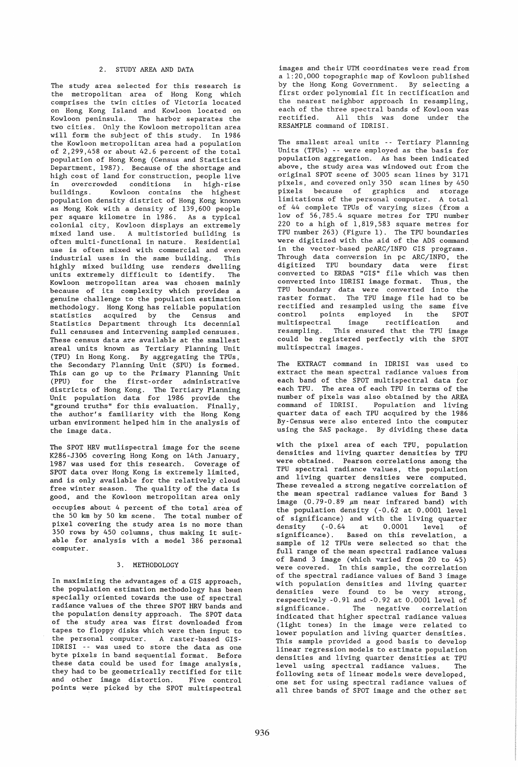## 2. STUDY AREA AND DATA

The study area selected for this research is the metropolitan area of Hong Kong which comprises the twin cities of Victoria located on Hong Kong Island and Kowloon located on Kowloon peninsula. The harbor separates the two cities. Only the Kowloon metropolitan area will form the subject of this study. In 1986 the Kowloon metropolitan area had a population of 2,299,458 or about 42.6 percent of the total population of Hong Kong (Census and Statistics Department, 1987). Because of the shortage and high cost of land for construction, people live in overcrowded conditions in high-rise buildings. Kowloon contains the highest population density district of Hong Kong known as Mong Kok with a density of 139,600 people per square kilometre in 1986. As a typical colonial city, Kowloon displays an extremely mixed land use. A multistoried building is often multi-functional in nature. Residential use is often mixed with commercial and even industrial uses in the same building. This highly mixed building use renders dwelling units extremely difficult to identify. The Kowloon metropolitan area was chosen mainly because of its complexity which provides a genuine challenge to the population estimation methodology. Hong Kong has reliable population statistics acquired by the Census and Statistics Department through its decennial full censuses and intervening sampled censuses. These census data are available at the smallest areal units known as Tertiary Planning Unit (TPU) in Hong Kong. By aggregating the TPUs, the Secondary Planning Unit (SPU) is formed. This can go up to the Primary Planning Unit (PPU) for the first-order administrative districts of Hong Kong. The Tertiary Planning Unit population data for 1986 provide the "ground truths" for this evaluation. Finally, the author's familiarity with the Hong Kong urban environment helped him in the analysis of the image data.

The SPOT HRV mutlispectral image for the scene K286-J305 covering Hong Kong on 14th January, 1987 was used for this research. Coverage of SPOT data over Hong Kong is extremely limited, and is only available for the relatively cloud free winter season. The quality of the data is good, and the Kowloon metropolitan area only occupies about 4 percent of the total area of the 50 km by 50 km scene. The total number of pixel covering the study area is no more than 350 rows by 450 columns, thus making it suitable for analysis with a model 386 personal computer.

## 3. METHODOLOGY

In maximizing the advantages of a GIS approach, the population estimation methodology has been specially oriented towards the use of spectral radiance values of the three SPOT HRV bands and the population density approach. The SPOT data of the study area was first downloaded from tapes to floppy disks which were then input to the personal computer. A raster-based GIS-IDRISI -- was used to store the data as one byte pixels in band sequential format. Before these data could be used for image analysis, they had to be geometrically rectified for tilt and other image distortion. Five control points were picked by the SPOT multispectral images and their UTM coordinates were read from a 1:20,000 topographic map of Kowloon published by the Hong Kong Government. By selecting a first order polynomial fit in rectification and the nearest neighbor approach in resampling, each of the three spectral bands of Kowloon was rectified. All this was done under the RESAMPLE command of IDRISI.

The smallest areal units -- Tertiary Planning Units (TPUs) -- were employed as the basis for population aggregation. As has been indicated above, the study area was windowed out from the original SPOT scene of 3005 scan lines by 3171 pixels, and covered only 350 scan lines by 450 pixels because of graphics and storage limitations of the personal computer. A total of 44 complete TPUs of varying sizes (from a low of 56,785.4 square metres for TPU number 220 to a high of 1,819,583 square metres for TPU number 263) (Figure 1). The TPU boundaries were digitized with the aid of the ADS command in the vector-based pcARC/INFO GIS programs. Through data conversion in pc ARC/INFO, the digitized TPU boundary data were first converted to ERDAS "GIS" file which was then converted into IDRISI image format. Thus, the TPU boundary data were converted into the raster format. The TPU image file had to be rectified and resampled using the same five control points employed in the SPOT multispectral image rectification and resampling. This ensured that the TPU image could be registered perfectly with the SPOT multispectral images.

The EXTRACT command in IDRISI was used to extract the mean spectral radiance values from each band of the SPOT multispectral data for each TPU. The area of each TPU in terms of the number of pixels was also obtained by the AREA command of IDRISI. Population and living quarter data of each TPU acquired by the 1986 By-Census were also entered into the computer using the SAS package. By dividing these data with the pixel area of each TPU, population densities and living quarter densities by TPU were obtained. Pearson correlations among the TPU spectral radiance values, the population and living quarter densities were computed. These revealed a strong negative correlation of the mean spectral radiance values for Band 3 image (0.79-0.89 $\mu$m near infrared band) with the population density (-0.62 at 0.0001 level of significance) and with the living quarter density (-0.64 at 0.0001 level of significance). Based on this revelation, a sample of 12 TPUs were selected so that the full range of the mean spectral radiance values of Band 3 image (which varied from 20 to 45) were covered. In this sample, the correlation of the spectral radiance values of Band 3 image with population densities and living quarter densities were found to be very strong, respectively -0.91 and -0.92 at 0.0001 level of significance. The negative correlation indicated that higher spectral radiance values (light tones) in the image were related to lower population and living quarter densities. This sample provided a good basis to develop linear regression models to estimate population densities and living quarter densities at TPU level using spectral radiance values. The following sets of linear models were developed, one set for using spectral radiance values of all three bands of SPOT image and the other set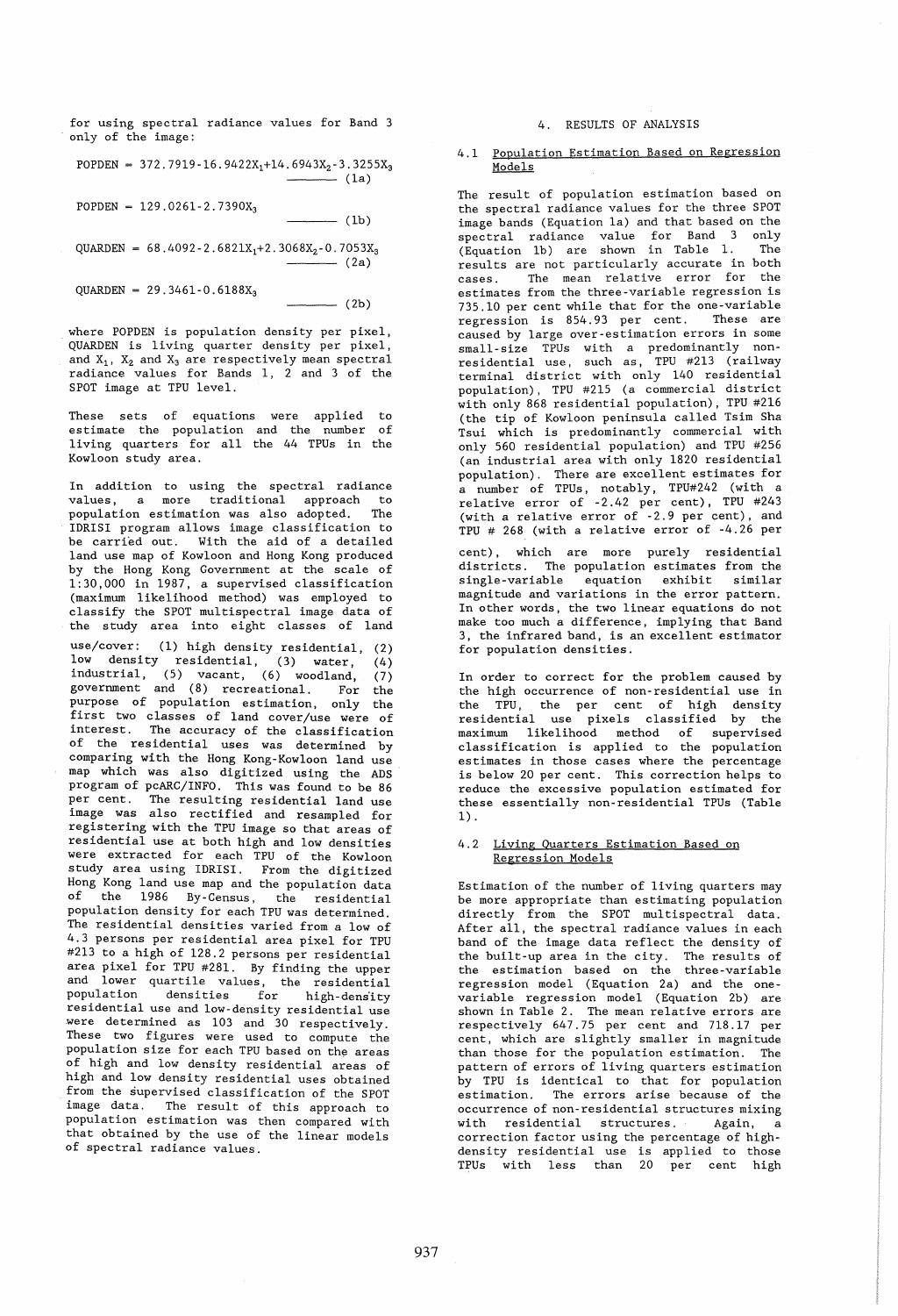for using spectral radiance values for Band 3 only of the image:

$$POPDEN = 372.7919-16.9422X_1+14.6943X_2-3.3255X_3 \quad \text{——— (1a)}$$

$$POPDEN = 129.0261-2.7390X_3 \quad \text{——— (1b)}$$

$$QUARDEN = 68.4092-2.6821X_1+2.3068X_2-0.7053X_3 \quad \text{——— (2a)}$$

$$QUARDEN = 29.3461-0.6188X_3 \quad \text{——— (2b)}$$

where POPDEN is population density per pixel, QUARDEN is living quarter density per pixel, and $X_1$, $X_2$ and $X_3$ are respectively mean spectral radiance values for Bands 1, 2 and 3 of the SPOT image at TPU level.

These sets of equations were applied to estimate the population and the number of living quarters for all the 44 TPUs in the Kowloon study area.

In addition to using the spectral radiance values, a more traditional approach to population estimation was also adopted. The IDRISI program allows image classification to be carried out. With the aid of a detailed land use map of Kowloon and Hong Kong produced by the Hong Kong Government at the scale of 1:30,000 in 1987, a supervised classification (maximum likelihood method) was employed to classify the SPOT multispectral image data of the study area into eight classes of land use/cover: (1) high density residential, (2) low density residential, (3) water, (4) industrial, (5) vacant, (6) woodland, (7) government and (8) recreational. For the purpose of population estimation, only the first two classes of land cover/use were of interest. The accuracy of the classification of the residential uses was determined by comparing with the Hong Kong-Kowloon land use map which was also digitized using the ADS program of pcARC/INFO. This was found to be 86 per cent. The resulting residential land use image was also rectified and resampled for registering with the TPU image so that areas of residential use at both high and low densities were extracted for each TPU of the Kowloon study area using IDRISI. From the digitized Hong Kong land use map and the population data of the 1986 By-Census, the residential population density for each TPU was determined. The residential densities varied from a low of 4.3 persons per residential area pixel for TPU #213 to a high of 128.2 persons per residential area pixel for TPU #281. By finding the upper and lower quartile values, the residential population densities for high-density residential use and low-density residential use were determined as 103 and 30 respectively. These two figures were used to compute the population size for each TPU based on the areas of high and low density residential areas of high and low density residential uses obtained from the supervised classification of the SPOT image data. The result of this approach to population estimation was then compared with that obtained by the use of the linear models of spectral radiance values.

## 4. RESULTS OF ANALYSIS

### 4.1 Population Estimation Based on Regression Models

The result of population estimation based on the spectral radiance values for the three SPOT image bands (Equation 1a) and that based on the spectral radiance value for Band 3 only (Equation 1b) are shown in Table 1. The results are not particularly accurate in both cases. The mean relative error for the estimates from the three-variable regression is 735.10 per cent while that for the one-variable regression is 854.93 per cent. These are caused by large over-estimation errors in some small-size TPUs with a predominantly non-residential use, such as, TPU #213 (railway terminal district with only 140 residential population), TPU #215 (a commercial district with only 868 residential population), TPU #216 (the tip of Kowloon peninsula called Tsim Sha Tsui which is predominantly commercial with only 560 residential population) and TPU #256 (an industrial area with only 1820 residential population). There are excellent estimates for a number of TPUs, notably, TPU#242 (with a relative error of -2.42 per cent), TPU #243 (with a relative error of -2.9 per cent), and TPU # 268 (with a relative error of -4.26 per cent), which are more purely residential districts. The population estimates from the single-variable equation exhibit similar magnitude and variations in the error pattern. In other words, the two linear equations do not make too much a difference, implying that Band 3, the infrared band, is an excellent estimator for population densities.

In order to correct for the problem caused by the high occurrence of non-residential use in the TPU, the per cent of high density residential use pixels classified by the maximum likelihood method of supervised classification is applied to the population estimates in those cases where the percentage is below 20 per cent. This correction helps to reduce the excessive population estimated for these essentially non-residential TPUs (Table 1).

### 4.2 Living Quarters Estimation Based on Regression Models

Estimation of the number of living quarters may be more appropriate than estimating population directly from the SPOT multispectral data. After all, the spectral radiance values in each band of the image data reflect the density of the built-up area in the city. The results of the estimation based on the three-variable regression model (Equation 2a) and the one-variable regression model (Equation 2b) are shown in Table 2. The mean relative errors are respectively 647.75 per cent and 718.17 per cent, which are slightly smaller in magnitude than those for the population estimation. The pattern of errors of living quarters estimation by TPU is identical to that for population estimation. The errors arise because of the occurrence of non-residential structures mixing with residential structures. Again, a correction factor using the percentage of high-density residential use is applied to those TPUs with less than 20 per cent high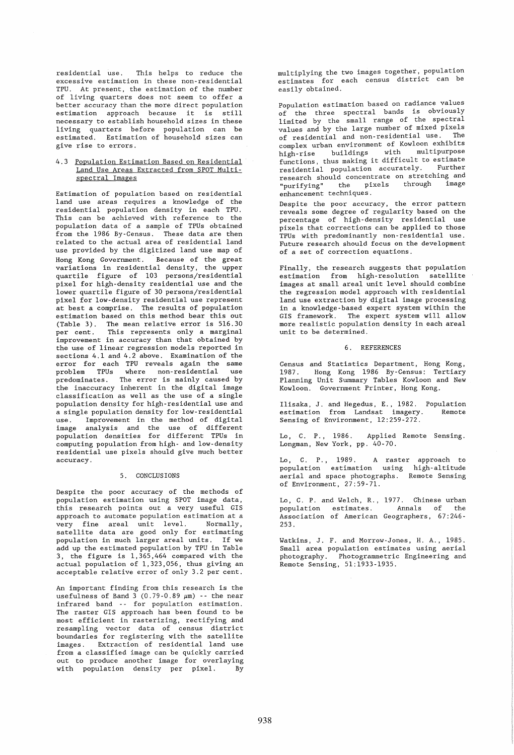residential use. This helps to reduce the excessive estimation in these non-residential TPU. At present, the estimation of the number of living quarters does not seem to offer a better accuracy than the more direct population estimation approach because it is still necessary to establish household sizes in these living quarters before population can be estimated. Estimation of household sizes can give rise to errors.

### 4.3 Population Estimation Based on Residential Land Use Areas Extracted from SPOT Multi-spectral Images

Estimation of population based on residential land use areas requires a knowledge of the residential population density in each TPU. This can be achieved with reference to the population data of a sample of TPUs obtained from the 1986 By-Census. These data are then related to the actual area of residential land use provided by the digitized land use map of Hong Kong Government. Because of the great variations in residential density, the upper quartile figure of 103 persons/residential pixel for high-density residential use and the lower quartile figure of 30 persons/residential pixel for low-density residential use represent at best a comprise. The results of population estimation based on this method bear this out (Table 3). The mean relative error is 516.30 per cent. This represents only a marginal improvement in accuracy than that obtained by the use of linear regression models reported in sections 4.1 and 4.2 above. Examination of the error for each TPU reveals again the same problem TPUs where non-residential use predominates. The error is mainly caused by the inaccuracy inherent in the digital image classification as well as the use of a single population density for high-residential use and a single population density for low-residential use. Improvement in the method of digital image analysis and the use of different population densities for different TPUs in computing population from high- and low-density residential use pixels should give much better accuracy.

## 5. CONCLUSIONS

Despite the poor accuracy of the methods of population estimation using SPOT image data, this research points out a very useful GIS approach to automate population estimation at a very fine areal unit level. Normally, satellite data are good only for estimating population in much larger areal units. If we add up the estimated population by TPU in Table 3, the figure is 1,365,464 compared with the actual population of 1,323,056, thus giving an acceptable relative error of only 3.2 per cent.

An important finding from this research is the usefulness of Band 3 (0.79-0.89 $\mu m$) -- the near infrared band -- for population estimation. The raster GIS approach has been found to be most efficient in rasterizing, rectifying and resampling vector data of census district boundaries for registering with the satellite images. Extraction of residential land use from a classified image can be quickly carried out to produce another image for overlaying with population density per pixel. By multiplying the two images together, population estimates for each census district can be easily obtained.

Population estimation based on radiance values of the three spectral bands is obviously limited by the small range of the spectral values and by the large number of mixed pixels of residential and non-residential use. The complex urban environment of Kowloon exhibits high-rise buildings with multipurpose functions, thus making it difficult to estimate residential population accurately. Further research should concentrate on stretching and "purifying" the pixels through image enhancement techniques.

Despite the poor accuracy, the error pattern reveals some degree of regularity based on the percentage of high-density residential use pixels that corrections can be applied to those TPUs with predominantly non-residential use. Future research should focus on the development of a set of correction equations.

Finally, the research suggests that population estimation from high-resolution satellite images at small areal unit level should combine the regression model approach with residential land use extraction by digital image processing in a knowledge-based expert system within the GIS framework. The expert system will allow more realistic population density in each areal unit to be determined.

## 6. REFERENCES

Census and Statistics Department, Hong Kong, 1987. Hong Kong 1986 By-Census: Tertiary Planning Unit Summary Tables Kowloon and New Kowloon. Government Printer, Hong Kong.

Ilisaka, J. and Hegedus, E., 1982. Population estimation from Landsat imagery. Remote Sensing of Environment, 12:259-272.

Lo, C. P., 1986. Applied Remote Sensing. Longman, New York, pp. 40-70.

Lo, C. P., 1989. A raster approach to population estimation using high-altitude aerial and space photographs. Remote Sensing of Environment, 27:59-71.

Lo, C. P. and Welch, R., 1977. Chinese urban population estimates. Annals of the Association of American Geographers, 67:246-253.

Watkins, J. F. and Morrow-Jones, H. A., 1985. Small area population estimates using aerial photography. Photogrammetric Engineering and Remote Sensing, 51:1933-1935.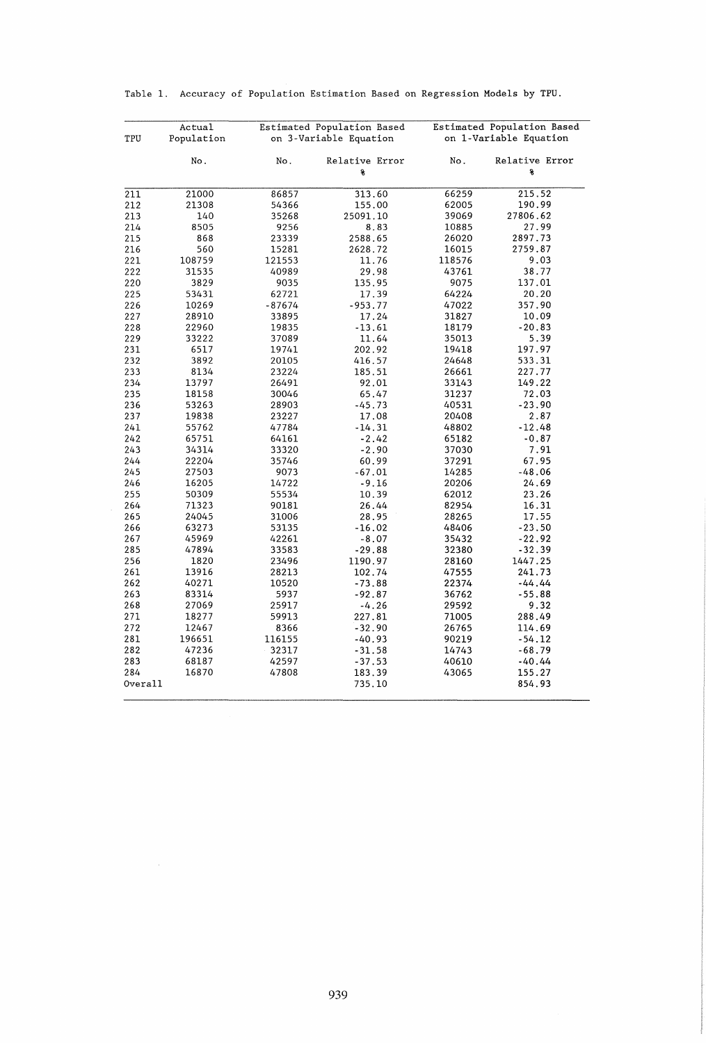Table 1. Accuracy of Population Estimation Based on Regression Models by TPU.

| TPU | Actual Population | Estimated Population Based on 3-Variable Equation | | Estimated Population Based on 1-Variable Equation | |
|---|---|---|---|---|---|
| | No. | No. | Relative Error % | No. | Relative Error % |
| 211 | 21000 | 86857 | 313.60 | 66259 | 215.52 |
| 212 | 21308 | 54366 | 155.00 | 62005 | 190.99 |
| 213 | 140 | 35268 | 25091.10 | 39069 | 27806.62 |
| 214 | 8505 | 9256 | 8.83 | 10885 | 27.99 |
| 215 | 868 | 23339 | 2588.65 | 26020 | 2897.73 |
| 216 | 560 | 15281 | 2628.72 | 16015 | 2759.87 |
| 221 | 108759 | 121553 | 11.76 | 118576 | 9.03 |
| 222 | 31535 | 40989 | 29.98 | 43761 | 38.77 |
| 220 | 3829 | 9035 | 135.95 | 9075 | 137.01 |
| 225 | 53431 | 62721 | 17.39 | 64224 | 20.20 |
| 226 | 10269 | -87674 | -953.77 | 47022 | 357.90 |
| 227 | 28910 | 33895 | 17.24 | 31827 | 10.09 |
| 228 | 22960 | 19835 | -13.61 | 18179 | -20.83 |
| 229 | 33222 | 37089 | 11.64 | 35013 | 5.39 |
| 231 | 6517 | 19741 | 202.92 | 19418 | 197.97 |
| 232 | 3892 | 20105 | 416.57 | 24648 | 533.31 |
| 233 | 8134 | 23224 | 185.51 | 26661 | 227.77 |
| 234 | 13797 | 26491 | 92.01 | 33143 | 149.22 |
| 235 | 18158 | 30046 | 65.47 | 31237 | 72.03 |
| 236 | 53263 | 28903 | -45.73 | 40531 | -23.90 |
| 237 | 19838 | 23227 | 17.08 | 20408 | 2.87 |
| 241 | 55762 | 47784 | -14.31 | 48802 | -12.48 |
| 242 | 65751 | 64161 | -2.42 | 65182 | -0.87 |
| 243 | 34314 | 33320 | -2.90 | 37030 | 7.91 |
| 244 | 22204 | 35746 | 60.99 | 37291 | 67.95 |
| 245 | 27503 | 9073 | -67.01 | 14285 | -48.06 |
| 246 | 16205 | 14722 | -9.16 | 20206 | 24.69 |
| 255 | 50309 | 55534 | 10.39 | 62012 | 23.26 |
| 264 | 71323 | 90181 | 26.44 | 82954 | 16.31 |
| 265 | 24045 | 31006 | 28.95 | 28265 | 17.55 |
| 266 | 63273 | 53135 | -16.02 | 48406 | -23.50 |
| 267 | 45969 | 42261 | -8.07 | 35432 | -22.92 |
| 285 | 47894 | 33583 | -29.88 | 32380 | -32.39 |
| 256 | 1820 | 23496 | 1190.97 | 28160 | 1447.25 |
| 261 | 13916 | 28213 | 102.74 | 47555 | 241.73 |
| 262 | 40271 | 10520 | -73.88 | 22374 | -44.44 |
| 263 | 83314 | 5937 | -92.87 | 36762 | -55.88 |
| 268 | 27069 | 25917 | -4.26 | 29592 | 9.32 |
| 271 | 18277 | 59913 | 227.81 | 71005 | 288.49 |
| 272 | 12467 | 8366 | -32.90 | 26765 | 114.69 |
| 281 | 196651 | 116155 | -40.93 | 90219 | -54.12 |
| 282 | 47236 | 32317 | -31.58 | 14743 | -68.79 |
| 283 | 68187 | 42597 | -37.53 | 40610 | -40.44 |
| 284 | 16870 | 47808 | 183.39 | 43065 | 155.27 |
| Overall | | | 735.10 | | 854.93 |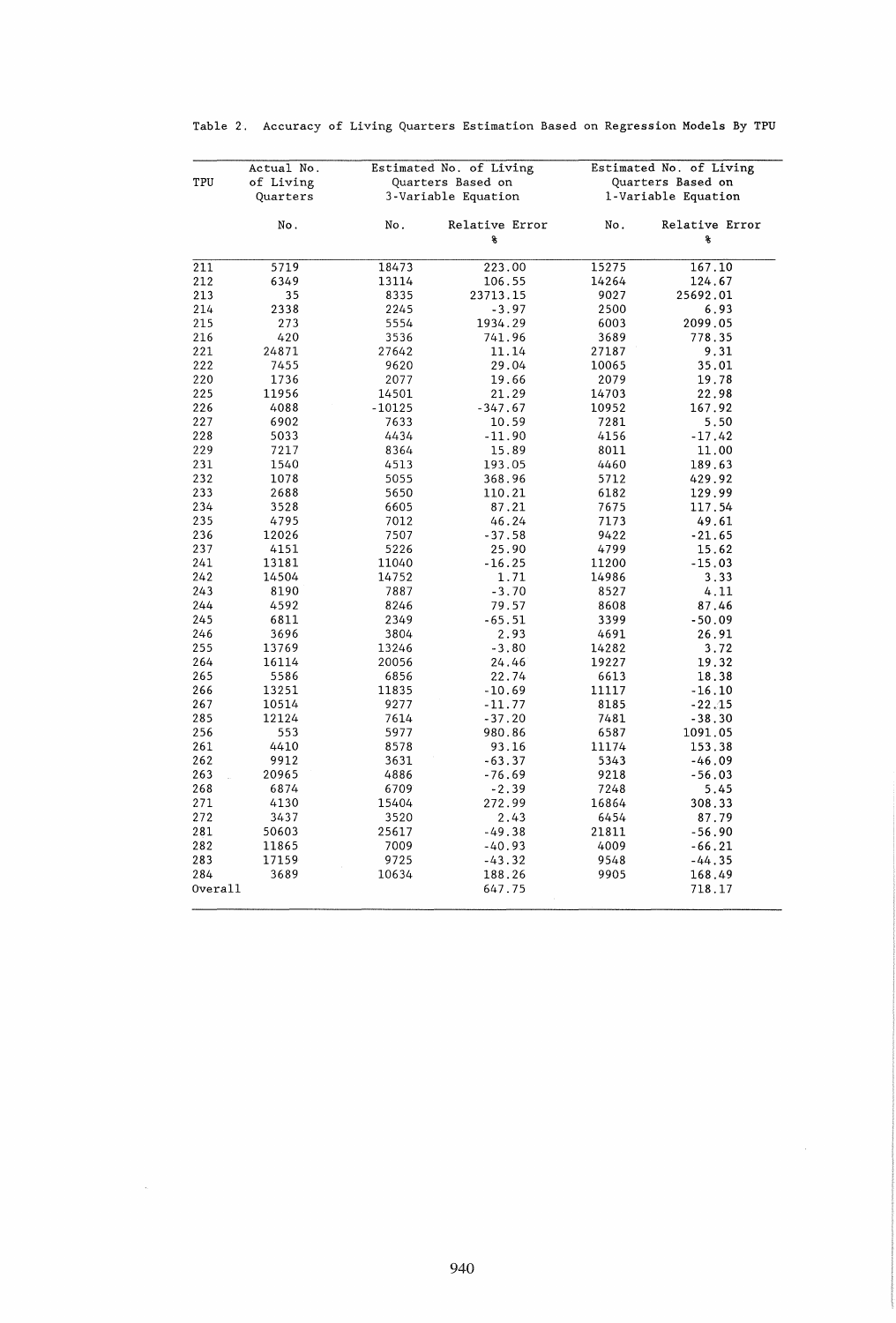Table 2. Accuracy of Living Quarters Estimation Based on Regression Models By TPU

| TPU | Actual No. of Living Quarters | Estimated No. of Living Quarters Based on 3-Variable Equation | | Estimated No. of Living Quarters Based on 1-Variable Equation | |
|---|---|---|---|---|---|
| | No. | No. | Relative Error % | No. | Relative Error % |
| 211 | 5719 | 18473 | 223.00 | 15275 | 167.10 |
| 212 | 6349 | 13114 | 106.55 | 14264 | 124.67 |
| 213 | 35 | 8335 | 23713.15 | 9027 | 25692.01 |
| 214 | 2338 | 2245 | -3.97 | 2500 | 6.93 |
| 215 | 273 | 5554 | 1934.29 | 6003 | 2099.05 |
| 216 | 420 | 3536 | 741.96 | 3689 | 778.35 |
| 221 | 24871 | 27642 | 11.14 | 27187 | 9.31 |
| 222 | 7455 | 9620 | 29.04 | 10065 | 35.01 |
| 220 | 1736 | 2077 | 19.66 | 2079 | 19.78 |
| 225 | 11956 | 14501 | 21.29 | 14703 | 22.98 |
| 226 | 4088 | -10125 | -347.67 | 10952 | 167.92 |
| 227 | 6902 | 7633 | 10.59 | 7281 | 5.50 |
| 228 | 5033 | 4434 | -11.90 | 4156 | -17.42 |
| 229 | 7217 | 8364 | 15.89 | 8011 | 11.00 |
| 231 | 1540 | 4513 | 193.05 | 4460 | 189.63 |
| 232 | 1078 | 5055 | 368.96 | 5712 | 429.92 |
| 233 | 2688 | 5650 | 110.21 | 6182 | 129.99 |
| 234 | 3528 | 6605 | 87.21 | 7675 | 117.54 |
| 235 | 4795 | 7012 | 46.24 | 7173 | 49.61 |
| 236 | 12026 | 7507 | -37.58 | 9422 | -21.65 |
| 237 | 4151 | 5226 | 25.90 | 4799 | 15.62 |
| 241 | 13181 | 11040 | -16.25 | 11200 | -15.03 |
| 242 | 14504 | 14752 | 1.71 | 14986 | 3.33 |
| 243 | 8190 | 7887 | -3.70 | 8527 | 4.11 |
| 244 | 4592 | 8246 | 79.57 | 8608 | 87.46 |
| 245 | 6811 | 2349 | -65.51 | 3399 | -50.09 |
| 246 | 3696 | 3804 | 2.93 | 4691 | 26.91 |
| 255 | 13769 | 13246 | -3.80 | 14282 | 3.72 |
| 264 | 16114 | 20056 | 24.46 | 19227 | 19.32 |
| 265 | 5586 | 6856 | 22.74 | 6613 | 18.38 |
| 266 | 13251 | 11835 | -10.69 | 11117 | -16.10 |
| 267 | 10514 | 9277 | -11.77 | 8185 | -22.15 |
| 285 | 12124 | 7614 | -37.20 | 7481 | -38.30 |
| 256 | 553 | 5977 | 980.86 | 6587 | 1091.05 |
| 261 | 4410 | 8578 | 93.16 | 11174 | 153.38 |
| 262 | 9912 | 3631 | -63.37 | 5343 | -46.09 |
| 263 | 20965 | 4886 | -76.69 | 9218 | -56.03 |
| 268 | 6874 | 6709 | -2.39 | 7248 | 5.45 |
| 271 | 4130 | 15404 | 272.99 | 16864 | 308.33 |
| 272 | 3437 | 3520 | 2.43 | 6454 | 87.79 |
| 281 | 50603 | 25617 | -49.38 | 21811 | -56.90 |
| 282 | 11865 | 7009 | -40.93 | 4009 | -66.21 |
| 283 | 17159 | 9725 | -43.32 | 9548 | -44.35 |
| 284 | 3689 | 10634 | 188.26 | 9905 | 168.49 |
| Overall | | | 647.75 | | 718.17 |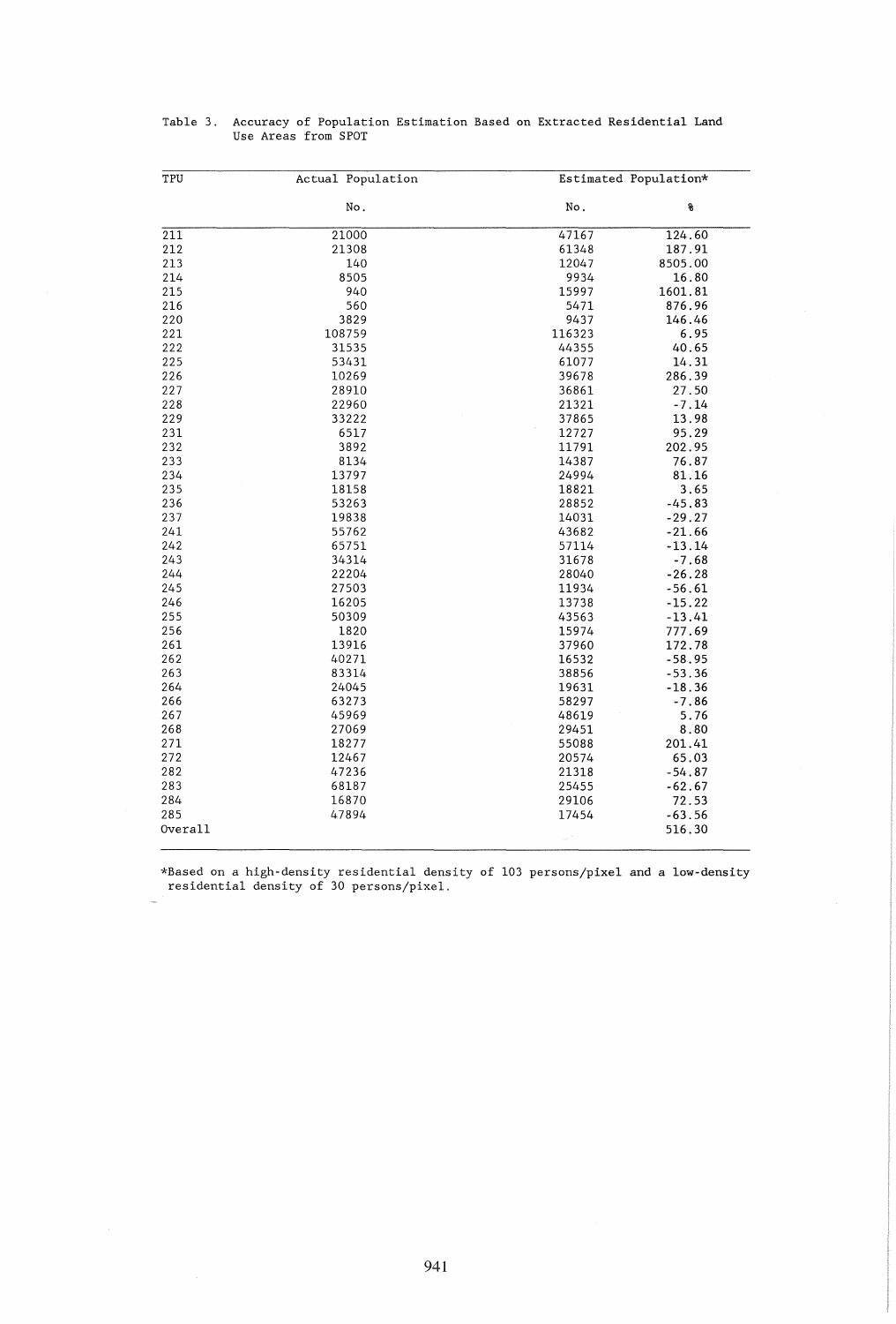Table 3. Accuracy of Population Estimation Based on Extracted Residential Land Use Areas from SPOT

| TPU | Actual Population | Estimated Population* | |
|---|---|---|---|
| | No. | No. | % |
| 211 | 21000 | 47167 | 124.60 |
| 212 | 21308 | 61348 | 187.91 |
| 213 | 140 | 12047 | 8505.00 |
| 214 | 8505 | 9934 | 16.80 |
| 215 | 940 | 15997 | 1601.81 |
| 216 | 560 | 5471 | 876.96 |
| 220 | 3829 | 9437 | 146.46 |
| 221 | 108759 | 116323 | 6.95 |
| 222 | 31535 | 44355 | 40.65 |
| 225 | 53431 | 61077 | 14.31 |
| 226 | 10269 | 39678 | 286.39 |
| 227 | 28910 | 36861 | 27.50 |
| 228 | 22960 | 21321 | -7.14 |
| 229 | 33222 | 37865 | 13.98 |
| 231 | 6517 | 12727 | 95.29 |
| 232 | 3892 | 11791 | 202.95 |
| 233 | 8134 | 14387 | 76.87 |
| 234 | 13797 | 24994 | 81.16 |
| 235 | 18158 | 18821 | 3.65 |
| 236 | 53263 | 28852 | -45.83 |
| 237 | 19838 | 14031 | -29.27 |
| 241 | 55762 | 43682 | -21.66 |
| 242 | 65751 | 57114 | -13.14 |
| 243 | 34314 | 31678 | -7.68 |
| 244 | 22204 | 28040 | -26.28 |
| 245 | 27503 | 11934 | -56.61 |
| 246 | 16205 | 13738 | -15.22 |
| 255 | 50309 | 43563 | -13.41 |
| 256 | 1820 | 15974 | 777.69 |
| 261 | 13916 | 37960 | 172.78 |
| 262 | 40271 | 16532 | -58.95 |
| 263 | 83314 | 38856 | -53.36 |
| 264 | 24045 | 19631 | -18.36 |
| 266 | 63273 | 58297 | -7.86 |
| 267 | 45969 | 48619 | 5.76 |
| 268 | 27069 | 29451 | 8.80 |
| 271 | 18277 | 55088 | 201.41 |
| 272 | 12467 | 20574 | 65.03 |
| 282 | 47236 | 21318 | -54.87 |
| 283 | 68187 | 25455 | -62.67 |
| 284 | 16870 | 29106 | 72.53 |
| 285 | 47894 | 17454 | -63.56 |
| Overall | | | 516.30 |

*Based on a high-density residential density of 103 persons/pixel and a low-density residential density of 30 persons/pixel.